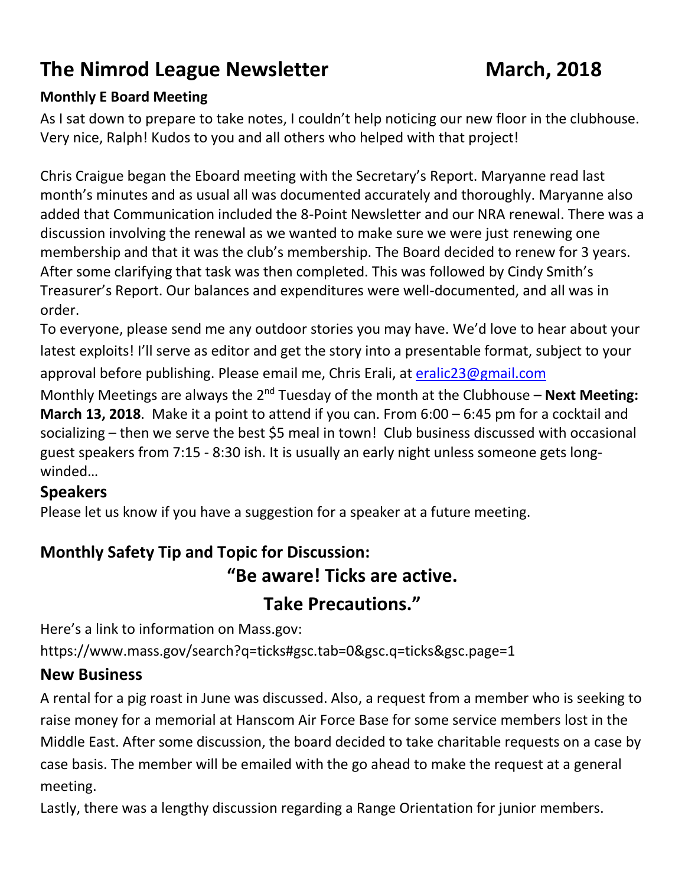# The Nimrod League Newsletter March, 2018

**Monthly E Board Meeting**

As I sat down to prepare to take notes, I couldn't help noticing our new floor in the clubhouse. Very nice, Ralph! Kudos to you and all others who helped with that project!

Chris Craigue began the Eboard meeting with the Secretary's Report. Maryanne read last month's minutes and as usual all was documented accurately and thoroughly. Maryanne also added that Communication included the 8-Point Newsletter and our NRA renewal. There was a discussion involving the renewal as we wanted to make sure we were just renewing one membership and that it was the club's membership. The Board decided to renew for 3 years. After some clarifying that task was then completed. This was followed by Cindy Smith's Treasurer's Report. Our balances and expenditures were well-documented, and all was in order.

To everyone, please send me any outdoor stories you may have. We'd love to hear about your latest exploits! I'll serve as editor and get the story into a presentable format, subject to your approval before publishing. Please email me, Chris Erali, at eralic23@gmail.com

Monthly Meetings are always the 2nd Tuesday of the month at the Clubhouse – **Next Meeting: March 13, 2018**. Make it a point to attend if you can. From 6:00 – 6:45 pm for a cocktail and socializing – then we serve the best $5 meal in town! Club business discussed with occasional guest speakers from 7:15 - 8:30 ish. It is usually an early night unless someone gets long-winded…

## Speakers

Please let us know if you have a suggestion for a speaker at a future meeting.

## Monthly Safety Tip and Topic for Discussion:

**"Be aware! Ticks are active.**

**Take Precautions."**

Here's a link to information on Mass.gov:

https://www.mass.gov/search?q=ticks#gsc.tab=0&gsc.q=ticks&gsc.page=1

## New Business

A rental for a pig roast in June was discussed. Also, a request from a member who is seeking to raise money for a memorial at Hanscom Air Force Base for some service members lost in the Middle East. After some discussion, the board decided to take charitable requests on a case by case basis. The member will be emailed with the go ahead to make the request at a general meeting.

Lastly, there was a lengthy discussion regarding a Range Orientation for junior members.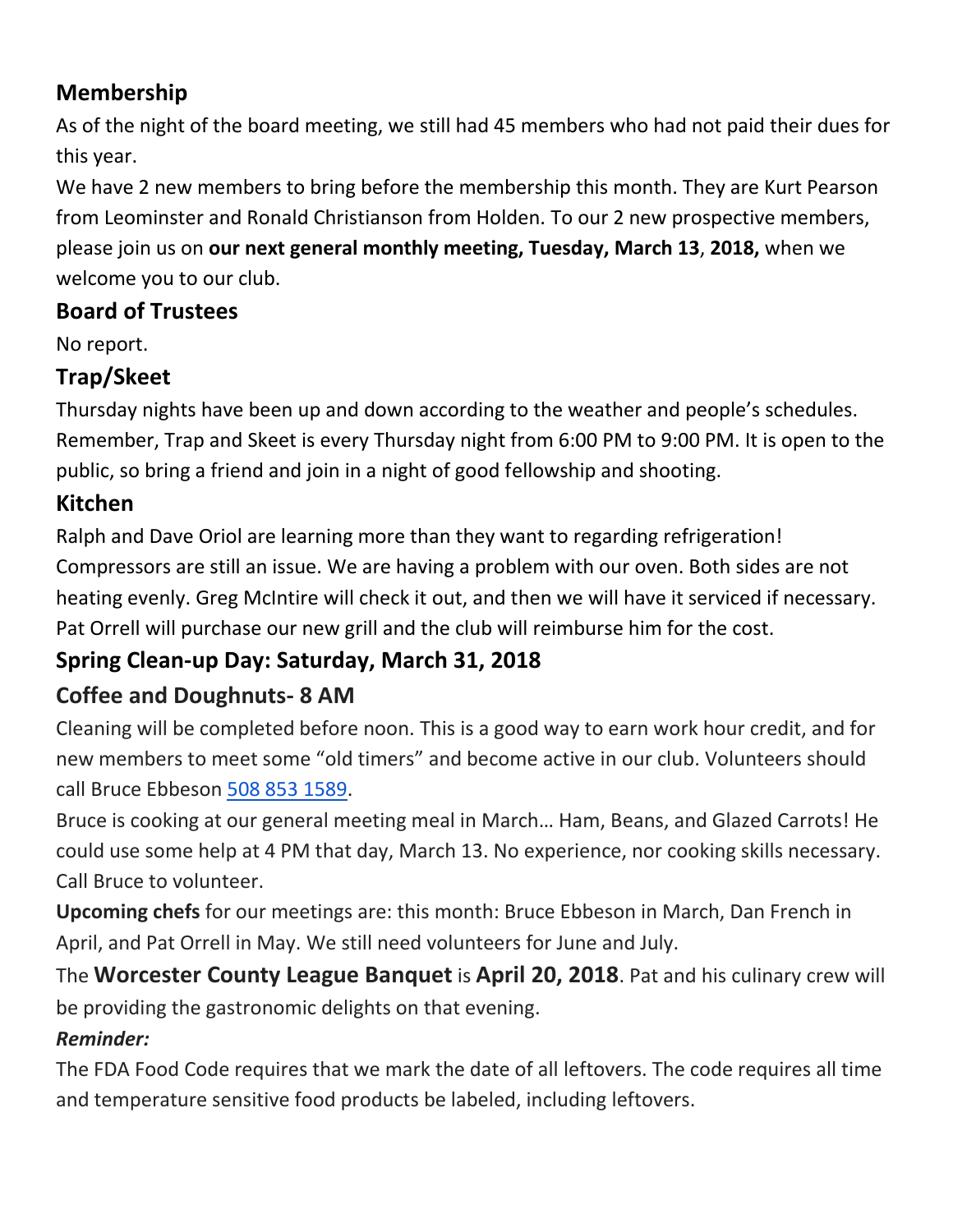## Membership

As of the night of the board meeting, we still had 45 members who had not paid their dues for this year.

We have 2 new members to bring before the membership this month. They are Kurt Pearson from Leominster and Ronald Christianson from Holden. To our 2 new prospective members, please join us on **our next general monthly meeting, Tuesday, March 13**, **2018,** when we welcome you to our club.

## Board of Trustees

No report.

## Trap/Skeet

Thursday nights have been up and down according to the weather and people's schedules. Remember, Trap and Skeet is every Thursday night from 6:00 PM to 9:00 PM. It is open to the public, so bring a friend and join in a night of good fellowship and shooting.

## Kitchen

Ralph and Dave Oriol are learning more than they want to regarding refrigeration! Compressors are still an issue. We are having a problem with our oven. Both sides are not heating evenly. Greg McIntire will check it out, and then we will have it serviced if necessary. Pat Orrell will purchase our new grill and the club will reimburse him for the cost.

## Spring Clean-up Day: Saturday, March 31, 2018

## Coffee and Doughnuts- 8 AM

Cleaning will be completed before noon. This is a good way to earn work hour credit, and for new members to meet some "old timers" and become active in our club. Volunteers should call Bruce Ebbeson 508 853 1589.

Bruce is cooking at our general meeting meal in March… Ham, Beans, and Glazed Carrots! He could use some help at 4 PM that day, March 13. No experience, nor cooking skills necessary. Call Bruce to volunteer.

**Upcoming chefs** for our meetings are: this month: Bruce Ebbeson in March, Dan French in April, and Pat Orrell in May. We still need volunteers for June and July.

The **Worcester County League Banquet** is **April 20, 2018**. Pat and his culinary crew will be providing the gastronomic delights on that evening.

***Reminder:***

The FDA Food Code requires that we mark the date of all leftovers. The code requires all time and temperature sensitive food products be labeled, including leftovers.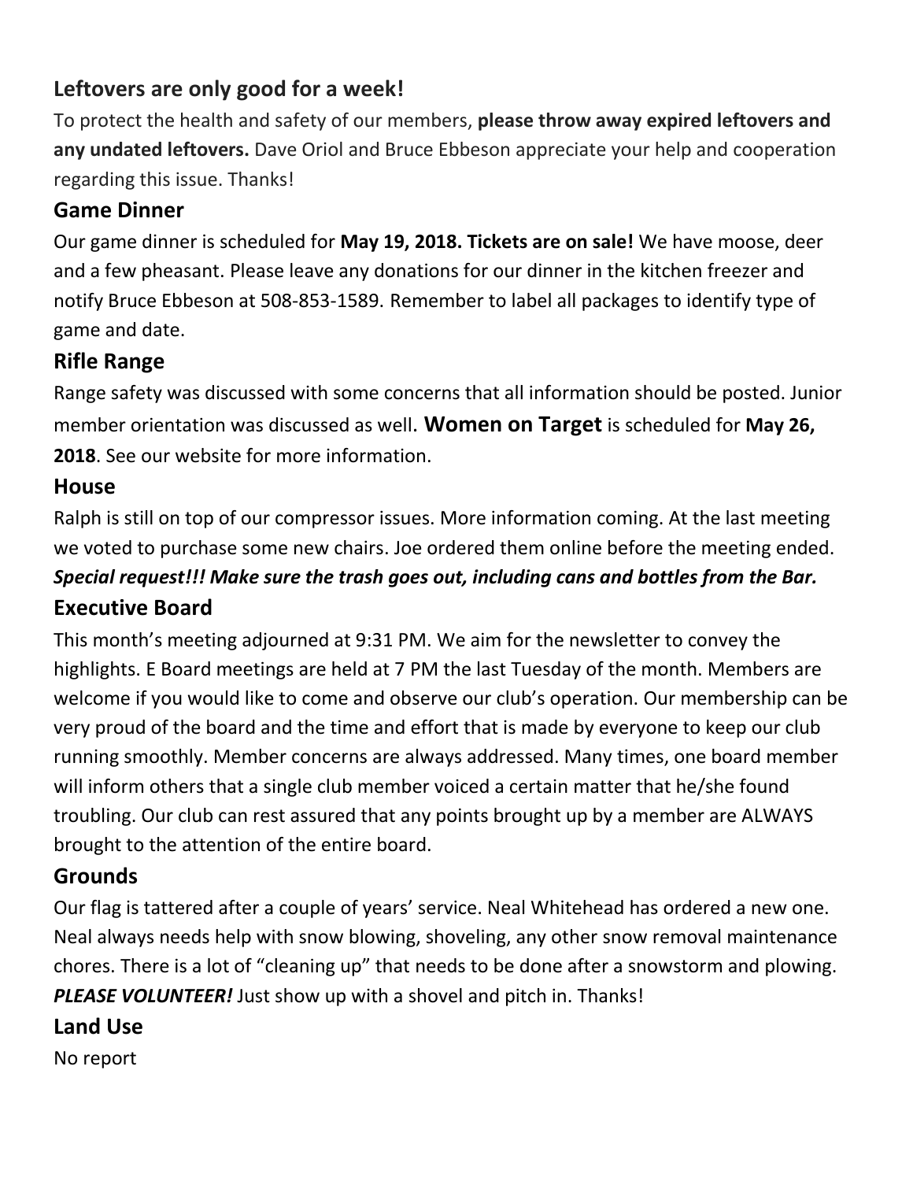## Leftovers are only good for a week!

To protect the health and safety of our members, **please throw away expired leftovers and any undated leftovers.** Dave Oriol and Bruce Ebbeson appreciate your help and cooperation regarding this issue. Thanks!

## Game Dinner

Our game dinner is scheduled for **May 19, 2018. Tickets are on sale!** We have moose, deer and a few pheasant. Please leave any donations for our dinner in the kitchen freezer and notify Bruce Ebbeson at 508-853-1589. Remember to label all packages to identify type of game and date.

## Rifle Range

Range safety was discussed with some concerns that all information should be posted. Junior member orientation was discussed as well. **Women on Target** is scheduled for **May 26, 2018**. See our website for more information.

## House

Ralph is still on top of our compressor issues. More information coming. At the last meeting we voted to purchase some new chairs. Joe ordered them online before the meeting ended.

***Special request!!! Make sure the trash goes out, including cans and bottles from the Bar.***

## Executive Board

This month's meeting adjourned at 9:31 PM. We aim for the newsletter to convey the highlights. E Board meetings are held at 7 PM the last Tuesday of the month. Members are welcome if you would like to come and observe our club's operation. Our membership can be very proud of the board and the time and effort that is made by everyone to keep our club running smoothly. Member concerns are always addressed. Many times, one board member will inform others that a single club member voiced a certain matter that he/she found troubling. Our club can rest assured that any points brought up by a member are ALWAYS brought to the attention of the entire board.

## Grounds

Our flag is tattered after a couple of years' service. Neal Whitehead has ordered a new one. Neal always needs help with snow blowing, shoveling, any other snow removal maintenance chores. There is a lot of "cleaning up" that needs to be done after a snowstorm and plowing. ***PLEASE VOLUNTEER!*** Just show up with a shovel and pitch in. Thanks!

## Land Use

No report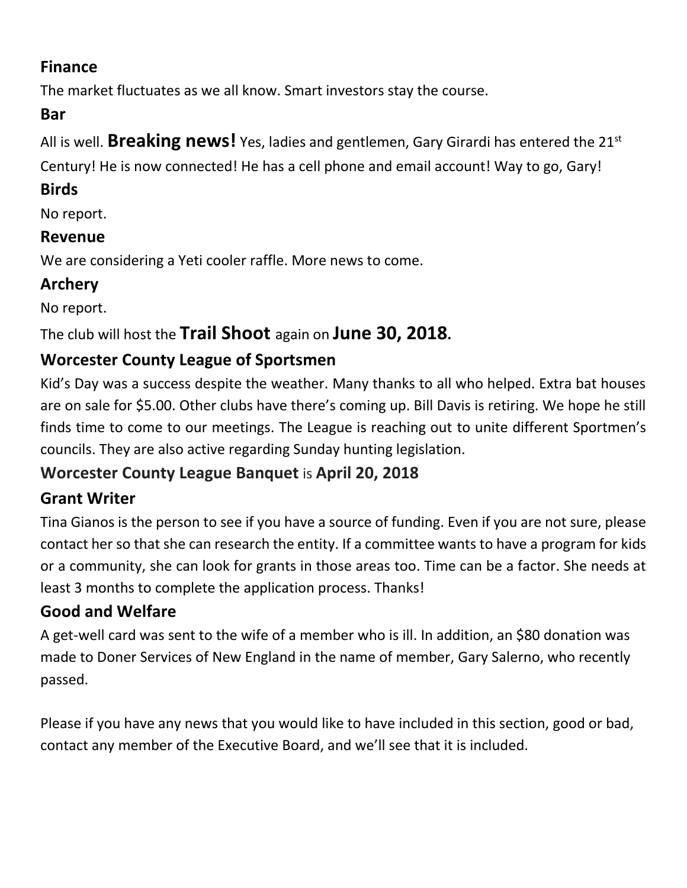## Finance

The market fluctuates as we all know. Smart investors stay the course.

## Bar

All is well. **Breaking news!** Yes, ladies and gentlemen, Gary Girardi has entered the 21st Century! He is now connected! He has a cell phone and email account! Way to go, Gary!

## Birds

No report.

## Revenue

We are considering a Yeti cooler raffle. More news to come.

## Archery

No report.

The club will host the **Trail Shoot** again on **June 30, 2018**.

## Worcester County League of Sportsmen

Kid's Day was a success despite the weather. Many thanks to all who helped. Extra bat houses are on sale for $5.00. Other clubs have there's coming up. Bill Davis is retiring. We hope he still finds time to come to our meetings. The League is reaching out to unite different Sportmen's councils. They are also active regarding Sunday hunting legislation.

**Worcester County League Banquet** is **April 20, 2018**

## Grant Writer

Tina Gianos is the person to see if you have a source of funding. Even if you are not sure, please contact her so that she can research the entity. If a committee wants to have a program for kids or a community, she can look for grants in those areas too. Time can be a factor. She needs at least 3 months to complete the application process. Thanks!

## Good and Welfare

A get-well card was sent to the wife of a member who is ill. In addition, an $80 donation was made to Doner Services of New England in the name of member, Gary Salerno, who recently passed.

Please if you have any news that you would like to have included in this section, good or bad, contact any member of the Executive Board, and we'll see that it is included.